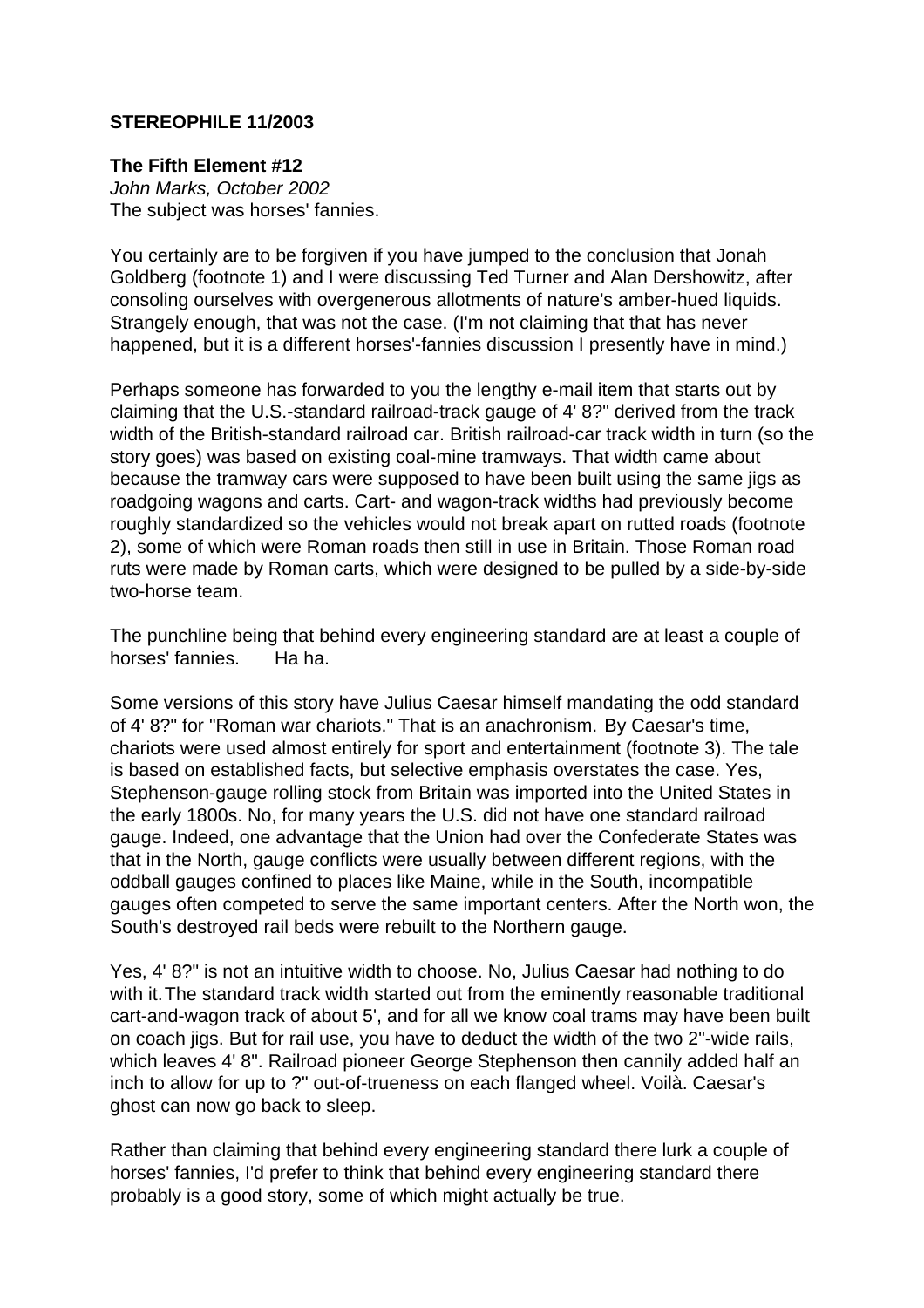**STEREOPHILE 11/2003**

**The Fifth Element #12**
*John Marks, October 2002*
The subject was horses' fannies.

You certainly are to be forgiven if you have jumped to the conclusion that Jonah Goldberg (footnote 1) and I were discussing Ted Turner and Alan Dershowitz, after consoling ourselves with overgenerous allotments of nature's amber-hued liquids. Strangely enough, that was not the case. (I'm not claiming that that has never happened, but it is a different horses'-fannies discussion I presently have in mind.)

Perhaps someone has forwarded to you the lengthy e-mail item that starts out by claiming that the U.S.-standard railroad-track gauge of 4' 8?" derived from the track width of the British-standard railroad car. British railroad-car track width in turn (so the story goes) was based on existing coal-mine tramways. That width came about because the tramway cars were supposed to have been built using the same jigs as roadgoing wagons and carts. Cart- and wagon-track widths had previously become roughly standardized so the vehicles would not break apart on rutted roads (footnote 2), some of which were Roman roads then still in use in Britain. Those Roman road ruts were made by Roman carts, which were designed to be pulled by a side-by-side two-horse team.

The punchline being that behind every engineering standard are at least a couple of horses' fannies. Ha ha.

Some versions of this story have Julius Caesar himself mandating the odd standard of 4' 8?" for "Roman war chariots." That is an anachronism. By Caesar's time, chariots were used almost entirely for sport and entertainment (footnote 3). The tale is based on established facts, but selective emphasis overstates the case. Yes, Stephenson-gauge rolling stock from Britain was imported into the United States in the early 1800s. No, for many years the U.S. did not have one standard railroad gauge. Indeed, one advantage that the Union had over the Confederate States was that in the North, gauge conflicts were usually between different regions, with the oddball gauges confined to places like Maine, while in the South, incompatible gauges often competed to serve the same important centers. After the North won, the South's destroyed rail beds were rebuilt to the Northern gauge.

Yes, 4' 8?" is not an intuitive width to choose. No, Julius Caesar had nothing to do with it. The standard track width started out from the eminently reasonable traditional cart-and-wagon track of about 5', and for all we know coal trams may have been built on coach jigs. But for rail use, you have to deduct the width of the two 2"-wide rails, which leaves 4' 8". Railroad pioneer George Stephenson then cannily added half an inch to allow for up to ?" out-of-trueness on each flanged wheel. Voilà. Caesar's ghost can now go back to sleep.

Rather than claiming that behind every engineering standard there lurk a couple of horses' fannies, I'd prefer to think that behind every engineering standard there probably is a good story, some of which might actually be true.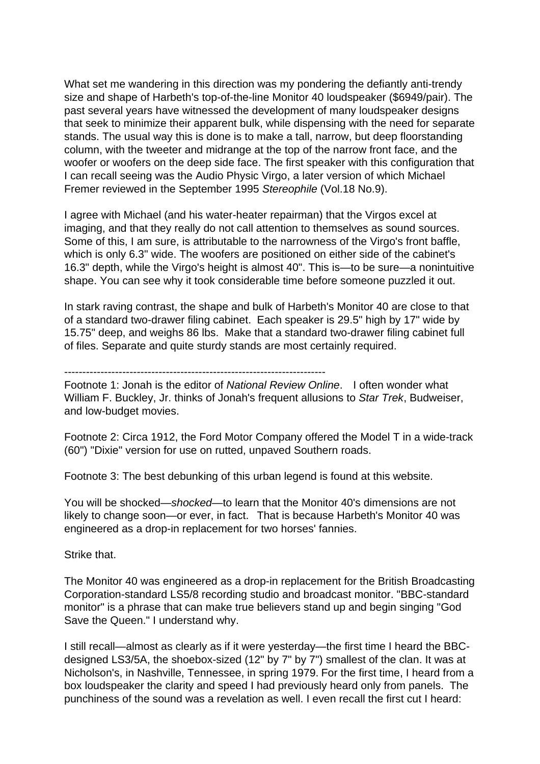What set me wandering in this direction was my pondering the defiantly anti-trendy size and shape of Harbeth's top-of-the-line Monitor 40 loudspeaker ($6949/pair). The past several years have witnessed the development of many loudspeaker designs that seek to minimize their apparent bulk, while dispensing with the need for separate stands. The usual way this is done is to make a tall, narrow, but deep floorstanding column, with the tweeter and midrange at the top of the narrow front face, and the woofer or woofers on the deep side face. The first speaker with this configuration that I can recall seeing was the Audio Physic Virgo, a later version of which Michael Fremer reviewed in the September 1995 *Stereophile* (Vol.18 No.9).

I agree with Michael (and his water-heater repairman) that the Virgos excel at imaging, and that they really do not call attention to themselves as sound sources. Some of this, I am sure, is attributable to the narrowness of the Virgo's front baffle, which is only 6.3" wide. The woofers are positioned on either side of the cabinet's 16.3" depth, while the Virgo's height is almost 40". This is—to be sure—a nonintuitive shape. You can see why it took considerable time before someone puzzled it out.

In stark raving contrast, the shape and bulk of Harbeth's Monitor 40 are close to that of a standard two-drawer filing cabinet. Each speaker is 29.5" high by 17" wide by 15.75" deep, and weighs 86 lbs. Make that a standard two-drawer filing cabinet full of files. Separate and quite sturdy stands are most certainly required.

---

Footnote 1: Jonah is the editor of *National Review Online*. I often wonder what William F. Buckley, Jr. thinks of Jonah's frequent allusions to *Star Trek*, Budweiser, and low-budget movies.

Footnote 2: Circa 1912, the Ford Motor Company offered the Model T in a wide-track (60") "Dixie" version for use on rutted, unpaved Southern roads.

Footnote 3: The best debunking of this urban legend is found at this website.

You will be shocked—*shocked*—to learn that the Monitor 40's dimensions are not likely to change soon—or ever, in fact. That is because Harbeth's Monitor 40 was engineered as a drop-in replacement for two horses' fannies.

Strike that.

The Monitor 40 was engineered as a drop-in replacement for the British Broadcasting Corporation-standard LS5/8 recording studio and broadcast monitor. "BBC-standard monitor" is a phrase that can make true believers stand up and begin singing "God Save the Queen." I understand why.

I still recall—almost as clearly as if it were yesterday—the first time I heard the BBC-designed LS3/5A, the shoebox-sized (12" by 7" by 7") smallest of the clan. It was at Nicholson's, in Nashville, Tennessee, in spring 1979. For the first time, I heard from a box loudspeaker the clarity and speed I had previously heard only from panels. The punchiness of the sound was a revelation as well. I even recall the first cut I heard: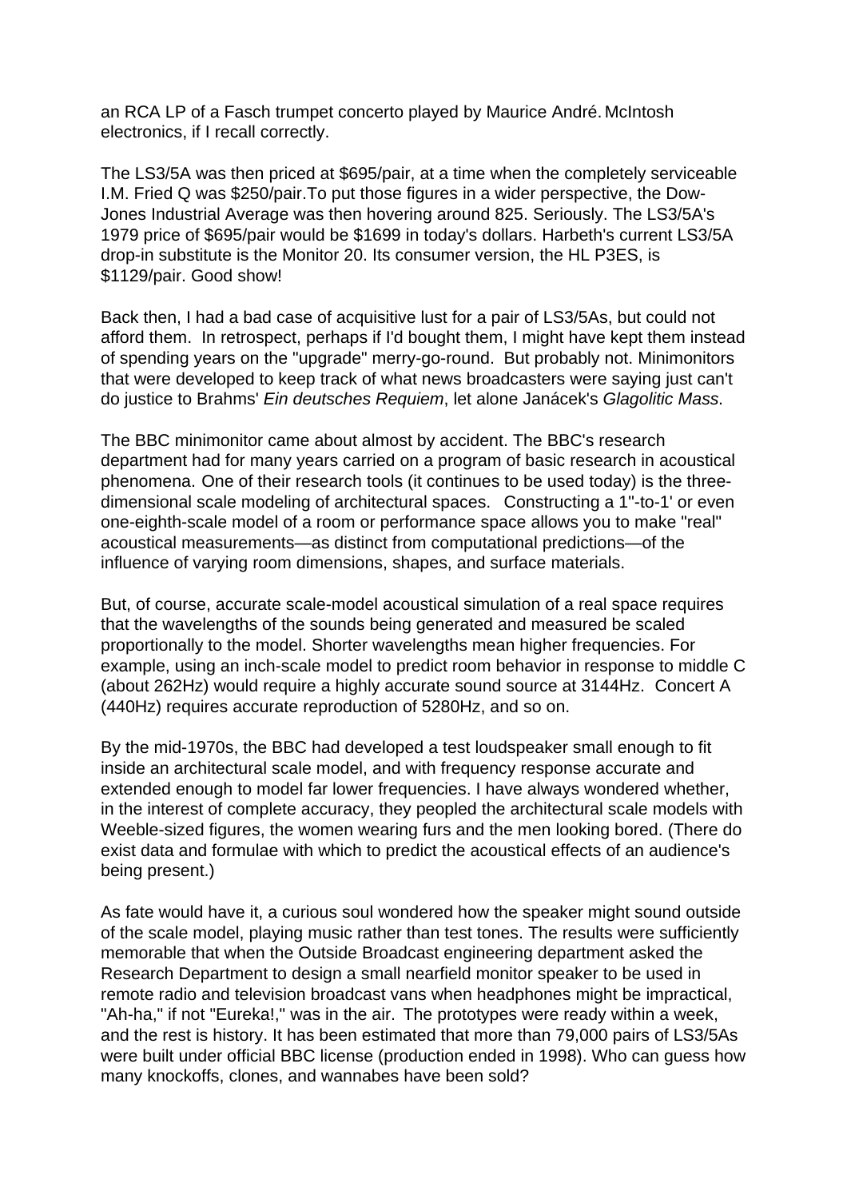an RCA LP of a Fasch trumpet concerto played by Maurice André. McIntosh electronics, if I recall correctly.

The LS3/5A was then priced at $695/pair, at a time when the completely serviceable I.M. Fried Q was $250/pair.To put those figures in a wider perspective, the Dow-Jones Industrial Average was then hovering around 825. Seriously. The LS3/5A's 1979 price of $695/pair would be $1699 in today's dollars. Harbeth's current LS3/5A drop-in substitute is the Monitor 20. Its consumer version, the HL P3ES, is $1129/pair. Good show!

Back then, I had a bad case of acquisitive lust for a pair of LS3/5As, but could not afford them. In retrospect, perhaps if I'd bought them, I might have kept them instead of spending years on the "upgrade" merry-go-round. But probably not. Minimonitors that were developed to keep track of what news broadcasters were saying just can't do justice to Brahms' *Ein deutsches Requiem*, let alone Janácek's *Glagolitic Mass*.

The BBC minimonitor came about almost by accident. The BBC's research department had for many years carried on a program of basic research in acoustical phenomena. One of their research tools (it continues to be used today) is the three-dimensional scale modeling of architectural spaces. Constructing a 1"-to-1' or even one-eighth-scale model of a room or performance space allows you to make "real" acoustical measurements—as distinct from computational predictions—of the influence of varying room dimensions, shapes, and surface materials.

But, of course, accurate scale-model acoustical simulation of a real space requires that the wavelengths of the sounds being generated and measured be scaled proportionally to the model. Shorter wavelengths mean higher frequencies. For example, using an inch-scale model to predict room behavior in response to middle C (about 262Hz) would require a highly accurate sound source at 3144Hz. Concert A (440Hz) requires accurate reproduction of 5280Hz, and so on.

By the mid-1970s, the BBC had developed a test loudspeaker small enough to fit inside an architectural scale model, and with frequency response accurate and extended enough to model far lower frequencies. I have always wondered whether, in the interest of complete accuracy, they peopled the architectural scale models with Weeble-sized figures, the women wearing furs and the men looking bored. (There do exist data and formulae with which to predict the acoustical effects of an audience's being present.)

As fate would have it, a curious soul wondered how the speaker might sound outside of the scale model, playing music rather than test tones. The results were sufficiently memorable that when the Outside Broadcast engineering department asked the Research Department to design a small nearfield monitor speaker to be used in remote radio and television broadcast vans when headphones might be impractical, "Ah-ha," if not "Eureka!," was in the air. The prototypes were ready within a week, and the rest is history. It has been estimated that more than 79,000 pairs of LS3/5As were built under official BBC license (production ended in 1998). Who can guess how many knockoffs, clones, and wannabes have been sold?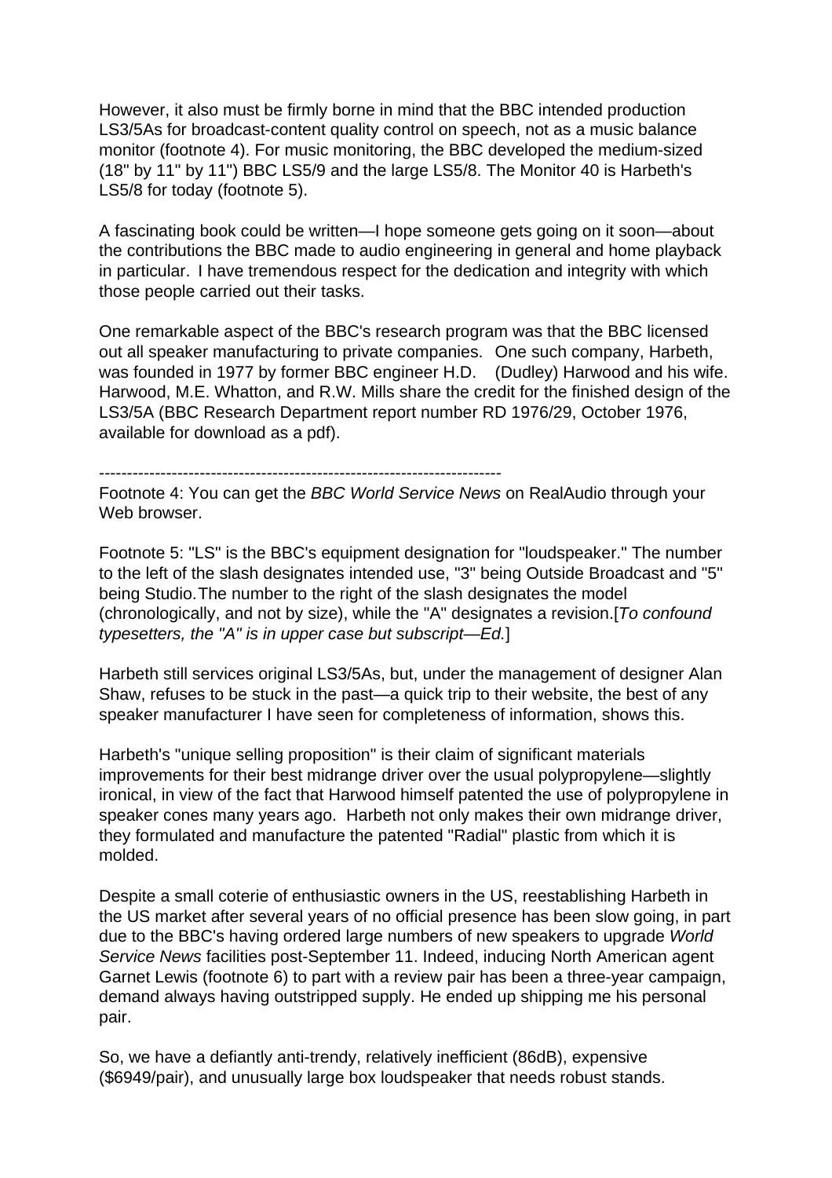However, it also must be firmly borne in mind that the BBC intended production LS3/5As for broadcast-content quality control on speech, not as a music balance monitor (footnote 4). For music monitoring, the BBC developed the medium-sized (18" by 11" by 11") BBC LS5/9 and the large LS5/8. The Monitor 40 is Harbeth's LS5/8 for today (footnote 5).

A fascinating book could be written—I hope someone gets going on it soon—about the contributions the BBC made to audio engineering in general and home playback in particular. I have tremendous respect for the dedication and integrity with which those people carried out their tasks.

One remarkable aspect of the BBC's research program was that the BBC licensed out all speaker manufacturing to private companies. One such company, Harbeth, was founded in 1977 by former BBC engineer H.D. (Dudley) Harwood and his wife. Harwood, M.E. Whatton, and R.W. Mills share the credit for the finished design of the LS3/5A (BBC Research Department report number RD 1976/29, October 1976, available for download as a pdf).

---

Footnote 4: You can get the *BBC World Service News* on RealAudio through your Web browser.

Footnote 5: "LS" is the BBC's equipment designation for "loudspeaker." The number to the left of the slash designates intended use, "3" being Outside Broadcast and "5" being Studio.The number to the right of the slash designates the model (chronologically, and not by size), while the "A" designates a revision.[*To confound typesetters, the "A" is in upper case but subscript—Ed.*]

Harbeth still services original LS3/5As, but, under the management of designer Alan Shaw, refuses to be stuck in the past—a quick trip to their website, the best of any speaker manufacturer I have seen for completeness of information, shows this.

Harbeth's "unique selling proposition" is their claim of significant materials improvements for their best midrange driver over the usual polypropylene—slightly ironical, in view of the fact that Harwood himself patented the use of polypropylene in speaker cones many years ago. Harbeth not only makes their own midrange driver, they formulated and manufacture the patented "Radial" plastic from which it is molded.

Despite a small coterie of enthusiastic owners in the US, reestablishing Harbeth in the US market after several years of no official presence has been slow going, in part due to the BBC's having ordered large numbers of new speakers to upgrade *World Service News* facilities post-September 11. Indeed, inducing North American agent Garnet Lewis (footnote 6) to part with a review pair has been a three-year campaign, demand always having outstripped supply. He ended up shipping me his personal pair.

So, we have a defiantly anti-trendy, relatively inefficient (86dB), expensive ($6949/pair), and unusually large box loudspeaker that needs robust stands.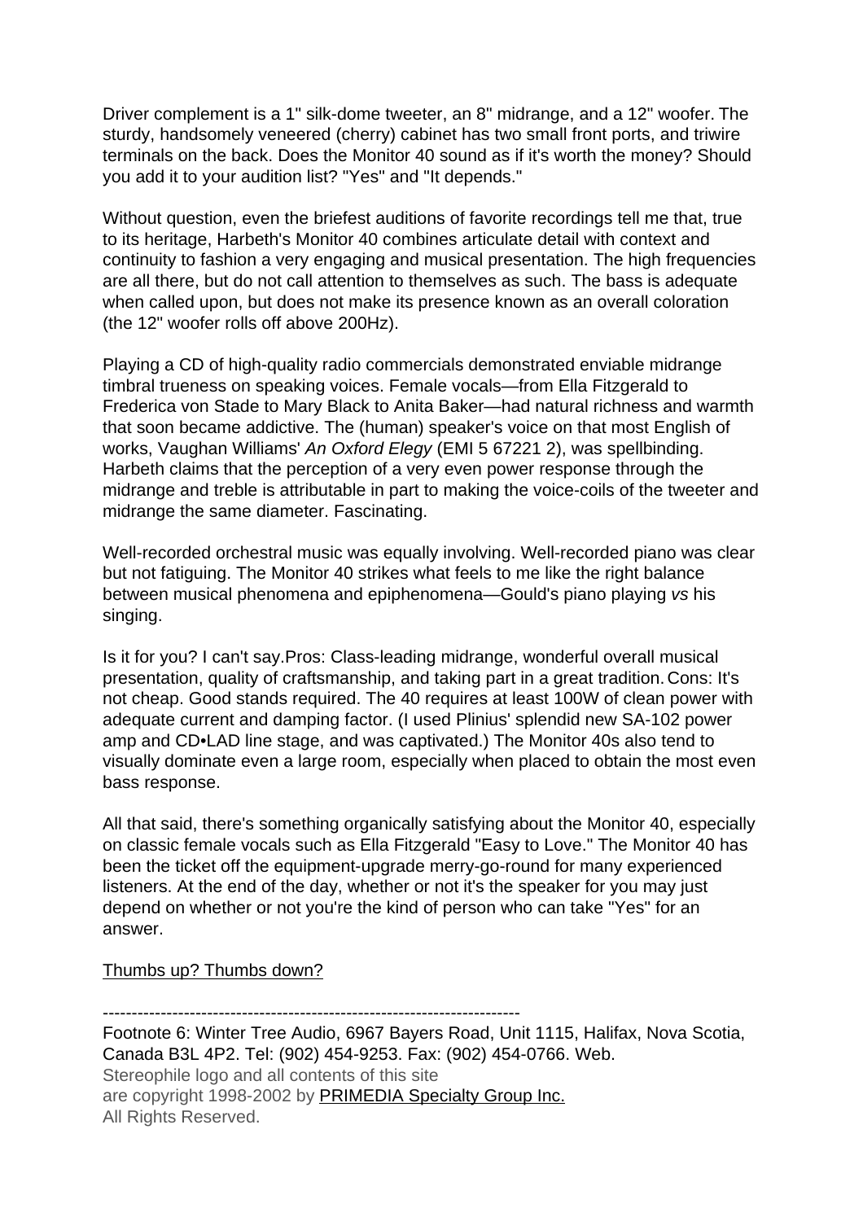Driver complement is a 1" silk-dome tweeter, an 8" midrange, and a 12" woofer. The sturdy, handsomely veneered (cherry) cabinet has two small front ports, and triwire terminals on the back. Does the Monitor 40 sound as if it's worth the money? Should you add it to your audition list? "Yes" and "It depends."

Without question, even the briefest auditions of favorite recordings tell me that, true to its heritage, Harbeth's Monitor 40 combines articulate detail with context and continuity to fashion a very engaging and musical presentation. The high frequencies are all there, but do not call attention to themselves as such. The bass is adequate when called upon, but does not make its presence known as an overall coloration (the 12" woofer rolls off above 200Hz).

Playing a CD of high-quality radio commercials demonstrated enviable midrange timbral trueness on speaking voices. Female vocals—from Ella Fitzgerald to Frederica von Stade to Mary Black to Anita Baker—had natural richness and warmth that soon became addictive. The (human) speaker's voice on that most English of works, Vaughan Williams' *An Oxford Elegy* (EMI 5 67221 2), was spellbinding. Harbeth claims that the perception of a very even power response through the midrange and treble is attributable in part to making the voice-coils of the tweeter and midrange the same diameter. Fascinating.

Well-recorded orchestral music was equally involving. Well-recorded piano was clear but not fatiguing. The Monitor 40 strikes what feels to me like the right balance between musical phenomena and epiphenomena—Gould's piano playing *vs* his singing.

Is it for you? I can't say.Pros: Class-leading midrange, wonderful overall musical presentation, quality of craftsmanship, and taking part in a great tradition. Cons: It's not cheap. Good stands required. The 40 requires at least 100W of clean power with adequate current and damping factor. (I used Plinius' splendid new SA-102 power amp and CD•LAD line stage, and was captivated.) The Monitor 40s also tend to visually dominate even a large room, especially when placed to obtain the most even bass response.

All that said, there's something organically satisfying about the Monitor 40, especially on classic female vocals such as Ella Fitzgerald "Easy to Love." The Monitor 40 has been the ticket off the equipment-upgrade merry-go-round for many experienced listeners. At the end of the day, whether or not it's the speaker for you may just depend on whether or not you're the kind of person who can take "Yes" for an answer.

Thumbs up? Thumbs down?

---

Footnote 6: Winter Tree Audio, 6967 Bayers Road, Unit 1115, Halifax, Nova Scotia, Canada B3L 4P2. Tel: (902) 454-9253. Fax: (902) 454-0766. Web.

Stereophile logo and all contents of this site
are copyright 1998-2002 by PRIMEDIA Specialty Group Inc.
All Rights Reserved.